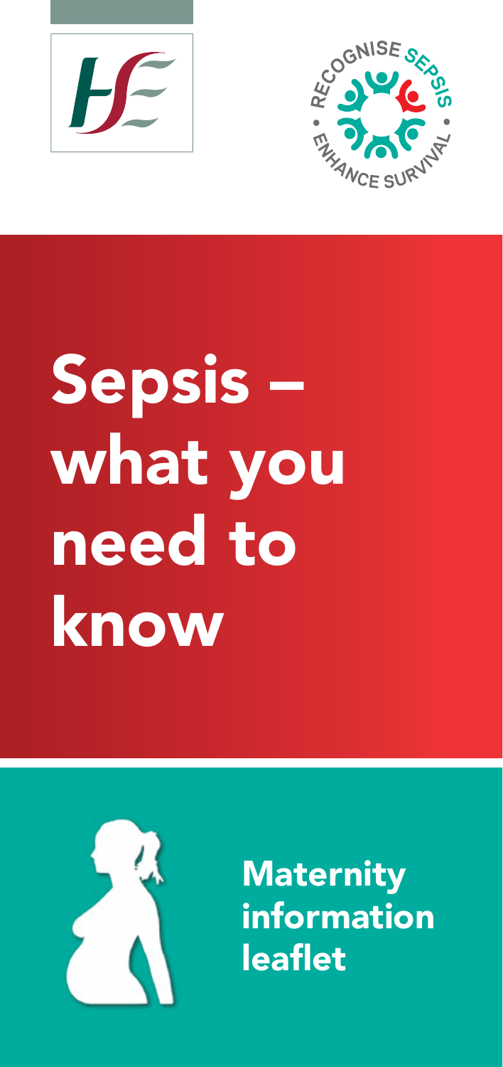RECOGNISE SEPSIS • ENHANCE SURVIVAL •

# Sepsis – what you need to know

## Maternity information leaflet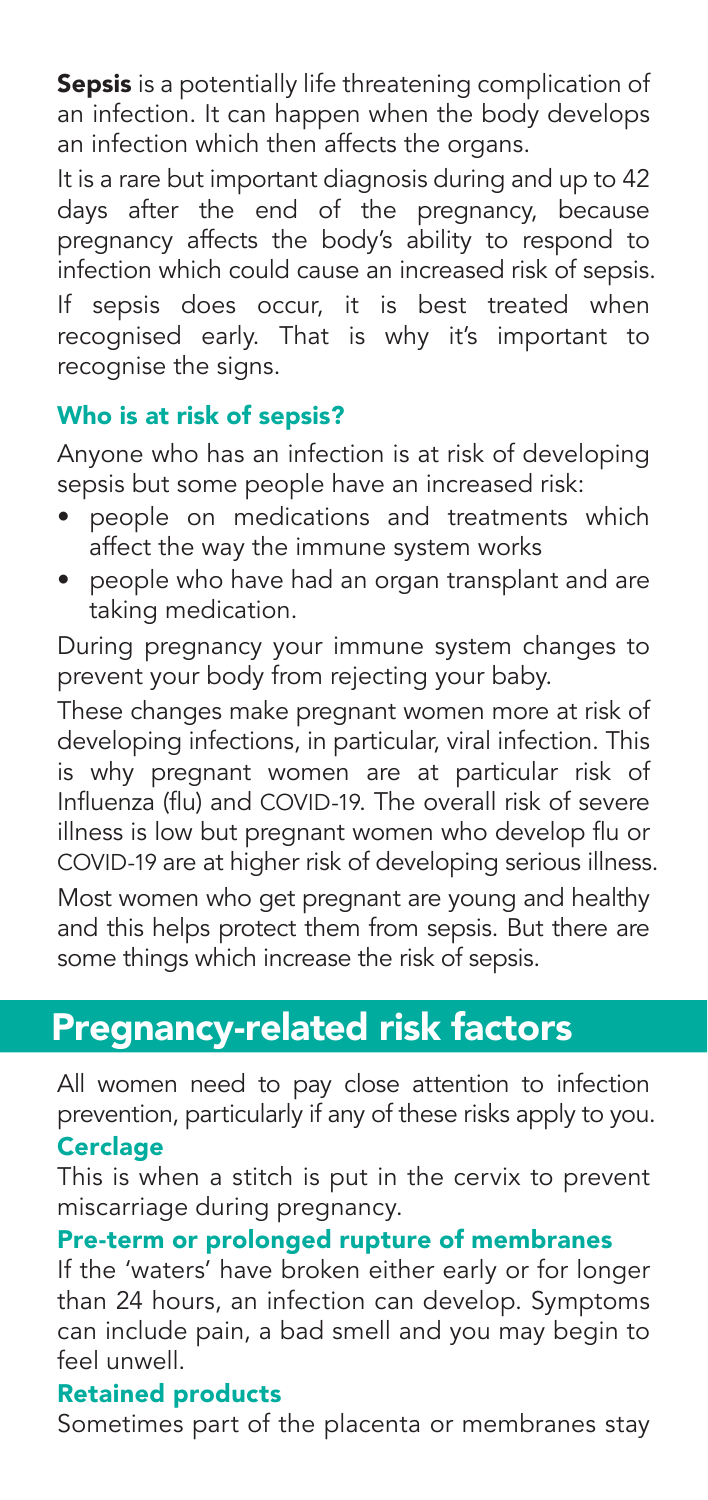**Sepsis** is a potentially life threatening complication of an infection. It can happen when the body develops an infection which then affects the organs.

It is a rare but important diagnosis during and up to 42 days after the end of the pregnancy, because pregnancy affects the body's ability to respond to infection which could cause an increased risk of sepsis. If sepsis does occur, it is best treated when recognised early. That is why it's important to recognise the signs.

### Who is at risk of sepsis?

Anyone who has an infection is at risk of developing sepsis but some people have an increased risk:

- people on medications and treatments which affect the way the immune system works
- people who have had an organ transplant and are taking medication.

During pregnancy your immune system changes to prevent your body from rejecting your baby.

These changes make pregnant women more at risk of developing infections, in particular, viral infection. This is why pregnant women are at particular risk of Influenza (flu) and COVID-19. The overall risk of severe illness is low but pregnant women who develop flu or COVID-19 are at higher risk of developing serious illness.

Most women who get pregnant are young and healthy and this helps protect them from sepsis. But there are some things which increase the risk of sepsis.

## Pregnancy-related risk factors

All women need to pay close attention to infection prevention, particularly if any of these risks apply to you.

### Cerclage

This is when a stitch is put in the cervix to prevent miscarriage during pregnancy.

### Pre-term or prolonged rupture of membranes

If the 'waters' have broken either early or for longer than 24 hours, an infection can develop. Symptoms can include pain, a bad smell and you may begin to feel unwell.

### Retained products

Sometimes part of the placenta or membranes stay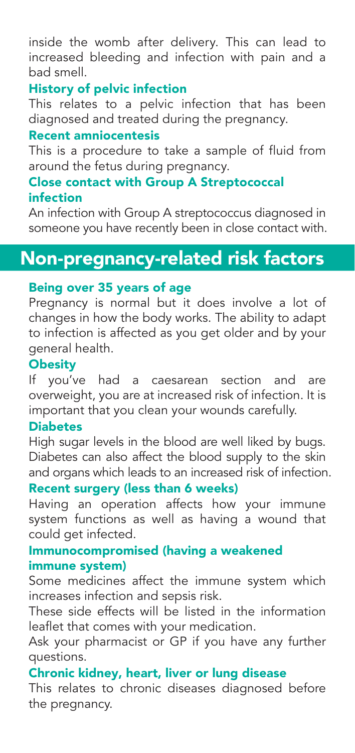inside the womb after delivery. This can lead to increased bleeding and infection with pain and a bad smell.

### History of pelvic infection

This relates to a pelvic infection that has been diagnosed and treated during the pregnancy.

### Recent amniocentesis

This is a procedure to take a sample of fluid from around the fetus during pregnancy.

### Close contact with Group A Streptococcal infection

An infection with Group A streptococcus diagnosed in someone you have recently been in close contact with.

## Non-pregnancy-related risk factors

### Being over 35 years of age

Pregnancy is normal but it does involve a lot of changes in how the body works. The ability to adapt to infection is affected as you get older and by your general health.

### Obesity

If you've had a caesarean section and are overweight, you are at increased risk of infection. It is important that you clean your wounds carefully.

### Diabetes

High sugar levels in the blood are well liked by bugs. Diabetes can also affect the blood supply to the skin and organs which leads to an increased risk of infection.

### Recent surgery (less than 6 weeks)

Having an operation affects how your immune system functions as well as having a wound that could get infected.

### Immunocompromised (having a weakened immune system)

Some medicines affect the immune system which increases infection and sepsis risk.

These side effects will be listed in the information leaflet that comes with your medication.

Ask your pharmacist or GP if you have any further questions.

### Chronic kidney, heart, liver or lung disease

This relates to chronic diseases diagnosed before the pregnancy.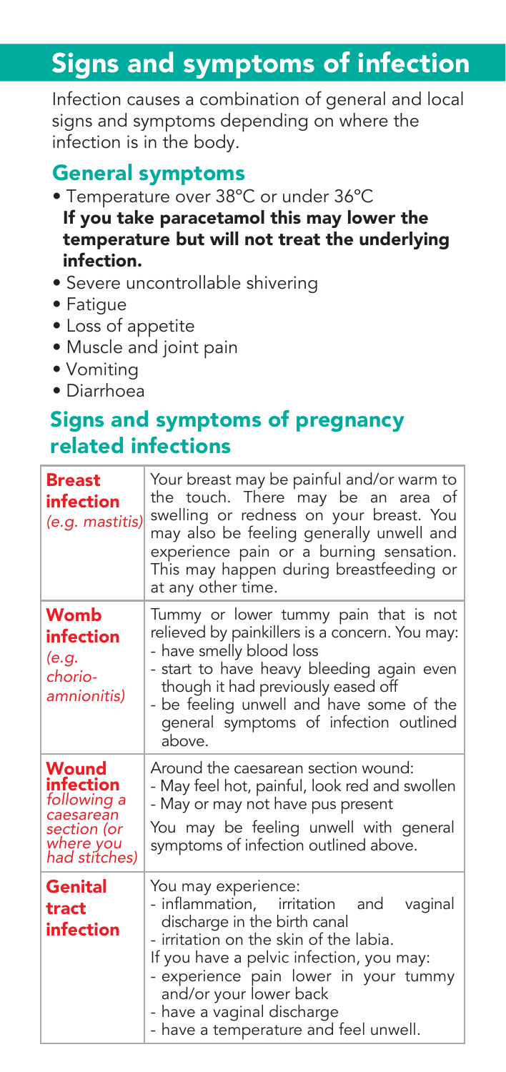# Signs and symptoms of infection

Infection causes a combination of general and local signs and symptoms depending on where the infection is in the body.

## General symptoms

- Temperature over 38°C or under 36°C
  **If you take paracetamol this may lower the temperature but will not treat the underlying infection.**
- Severe uncontrollable shivering
- Fatigue
- Loss of appetite
- Muscle and joint pain
- Vomiting
- Diarrhoea

## Signs and symptoms of pregnancy related infections

| | |
|---|---|
| **Breast infection** *(e.g. mastitis)* | Your breast may be painful and/or warm to the touch. There may be an area of swelling or redness on your breast. You may also be feeling generally unwell and experience pain or a burning sensation. This may happen during breastfeeding or at any other time. |
| **Womb infection** *(e.g. chorio-amnionitis)* | Tummy or lower tummy pain that is not relieved by painkillers is a concern. You may:<br>- have smelly blood loss<br>- start to have heavy bleeding again even though it had previously eased off<br>- be feeling unwell and have some of the general symptoms of infection outlined above. |
| **Wound infection** *following a caesarean section (or where you had stitches)* | Around the caesarean section wound:<br>- May feel hot, painful, look red and swollen<br>- May or may not have pus present<br>You may be feeling unwell with general symptoms of infection outlined above. |
| **Genital tract infection** | You may experience:<br>- inflammation, irritation and vaginal discharge in the birth canal<br>- irritation on the skin of the labia.<br>If you have a pelvic infection, you may:<br>- experience pain lower in your tummy and/or your lower back<br>- have a vaginal discharge<br>- have a temperature and feel unwell. |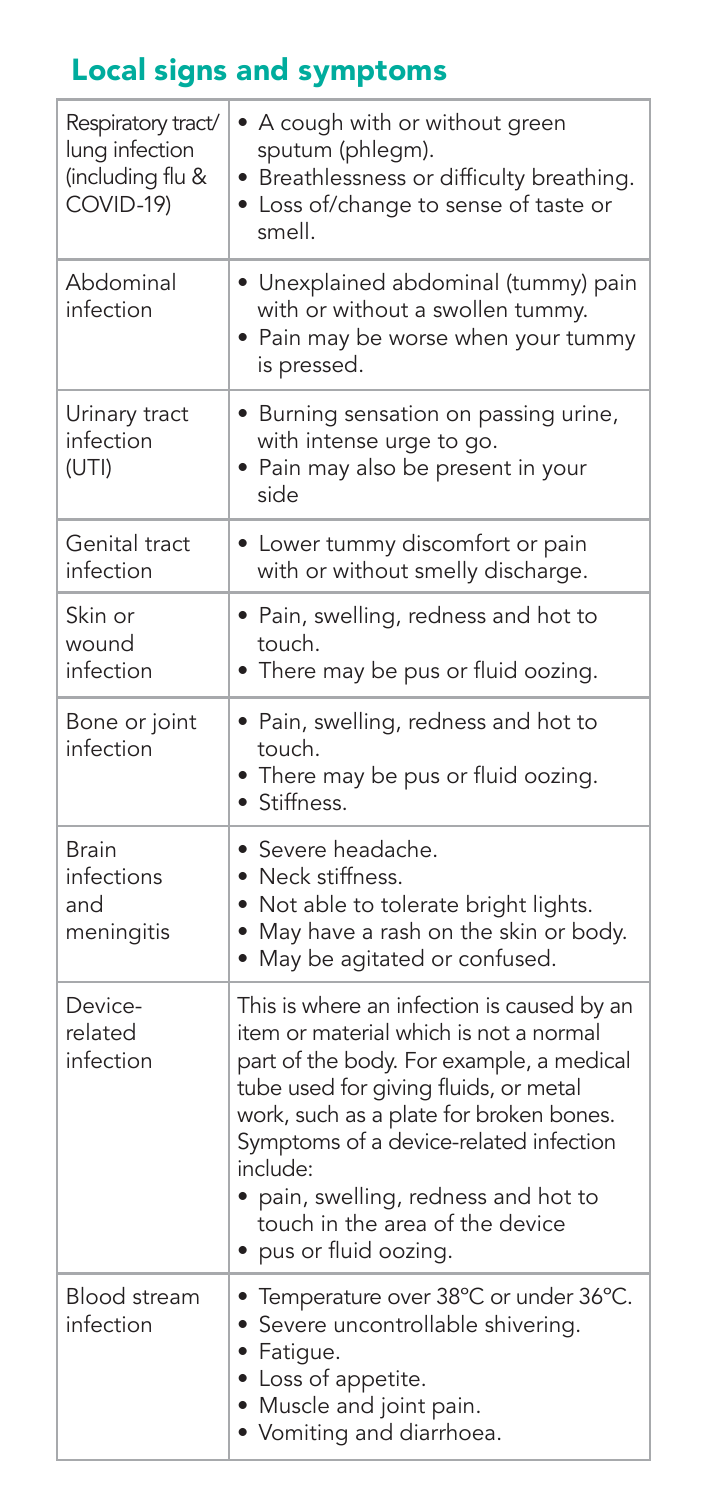## Local signs and symptoms

| | |
|---|---|
| Respiratory tract/ lung infection (including flu & COVID-19) | • A cough with or without green sputum (phlegm).<br>• Breathlessness or difficulty breathing.<br>• Loss of/change to sense of taste or smell. |
| Abdominal infection | • Unexplained abdominal (tummy) pain with or without a swollen tummy.<br>• Pain may be worse when your tummy is pressed. |
| Urinary tract infection (UTI) | • Burning sensation on passing urine, with intense urge to go.<br>• Pain may also be present in your side |
| Genital tract infection | • Lower tummy discomfort or pain with or without smelly discharge. |
| Skin or wound infection | • Pain, swelling, redness and hot to touch.<br>• There may be pus or fluid oozing. |
| Bone or joint infection | • Pain, swelling, redness and hot to touch.<br>• There may be pus or fluid oozing.<br>• Stiffness. |
| Brain infections and meningitis | • Severe headache.<br>• Neck stiffness.<br>• Not able to tolerate bright lights.<br>• May have a rash on the skin or body.<br>• May be agitated or confused. |
| Device-related infection | This is where an infection is caused by an item or material which is not a normal part of the body. For example, a medical tube used for giving fluids, or metal work, such as a plate for broken bones. Symptoms of a device-related infection include:<br>• pain, swelling, redness and hot to touch in the area of the device<br>• pus or fluid oozing. |
| Blood stream infection | • Temperature over 38°C or under 36°C.<br>• Severe uncontrollable shivering.<br>• Fatigue.<br>• Loss of appetite.<br>• Muscle and joint pain.<br>• Vomiting and diarrhoea. |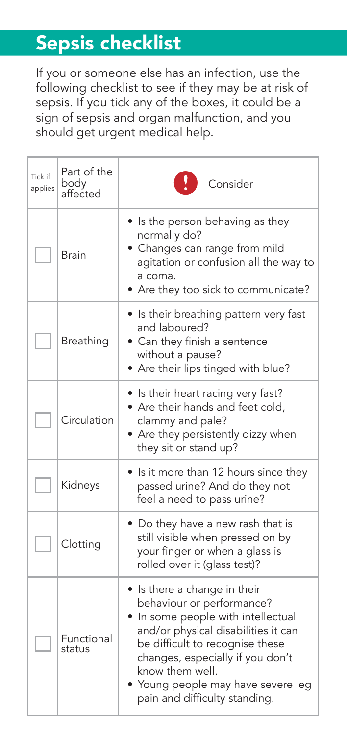# Sepsis checklist

If you or someone else has an infection, use the following checklist to see if they may be at risk of sepsis. If you tick any of the boxes, it could be a sign of sepsis and organ malfunction, and you should get urgent medical help.

| Tick if applies | Part of the body affected | Consider |
| --- | --- | --- |
| ☐ | Brain | • Is the person behaving as they normally do?<br>• Changes can range from mild agitation or confusion all the way to a coma.<br>• Are they too sick to communicate? |
| ☐ | Breathing | • Is their breathing pattern very fast and laboured?<br>• Can they finish a sentence without a pause?<br>• Are their lips tinged with blue? |
| ☐ | Circulation | • Is their heart racing very fast?<br>• Are their hands and feet cold, clammy and pale?<br>• Are they persistently dizzy when they sit or stand up? |
| ☐ | Kidneys | • Is it more than 12 hours since they passed urine? And do they not feel a need to pass urine? |
| ☐ | Clotting | • Do they have a new rash that is still visible when pressed on by your finger or when a glass is rolled over it (glass test)? |
| ☐ | Functional status | • Is there a change in their behaviour or performance?<br>• In some people with intellectual and/or physical disabilities it can be difficult to recognise these changes, especially if you don't know them well.<br>• Young people may have severe leg pain and difficulty standing. |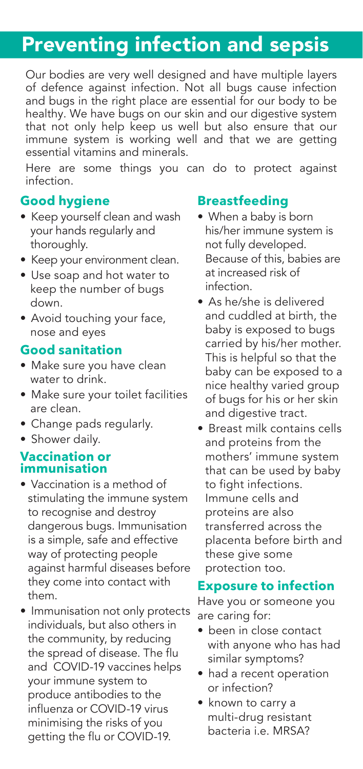# Preventing infection and sepsis

Our bodies are very well designed and have multiple layers of defence against infection. Not all bugs cause infection and bugs in the right place are essential for our body to be healthy. We have bugs on our skin and our digestive system that not only help keep us well but also ensure that our immune system is working well and that we are getting essential vitamins and minerals.

Here are some things you can do to protect against infection.

## Good hygiene

- Keep yourself clean and wash your hands regularly and thoroughly.
- Keep your environment clean.
- Use soap and hot water to keep the number of bugs down.
- Avoid touching your face, nose and eyes

## Good sanitation

- Make sure you have clean water to drink.
- Make sure your toilet facilities are clean.
- Change pads regularly.
- Shower daily.

## Vaccination or immunisation

- Vaccination is a method of stimulating the immune system to recognise and destroy dangerous bugs. Immunisation is a simple, safe and effective way of protecting people against harmful diseases before they come into contact with them.
- Immunisation not only protects individuals, but also others in the community, by reducing the spread of disease. The flu and COVID-19 vaccines helps your immune system to produce antibodies to the influenza or COVID-19 virus minimising the risks of you getting the flu or COVID-19.

## Breastfeeding

- When a baby is born his/her immune system is not fully developed. Because of this, babies are at increased risk of infection.
- As he/she is delivered and cuddled at birth, the baby is exposed to bugs carried by his/her mother. This is helpful so that the baby can be exposed to a nice healthy varied group of bugs for his or her skin and digestive tract.
- Breast milk contains cells and proteins from the mothers' immune system that can be used by baby to fight infections. Immune cells and proteins are also transferred across the placenta before birth and these give some protection too.

## Exposure to infection

Have you or someone you are caring for:

- been in close contact with anyone who has had similar symptoms?
- had a recent operation or infection?
- known to carry a multi-drug resistant bacteria i.e. MRSA?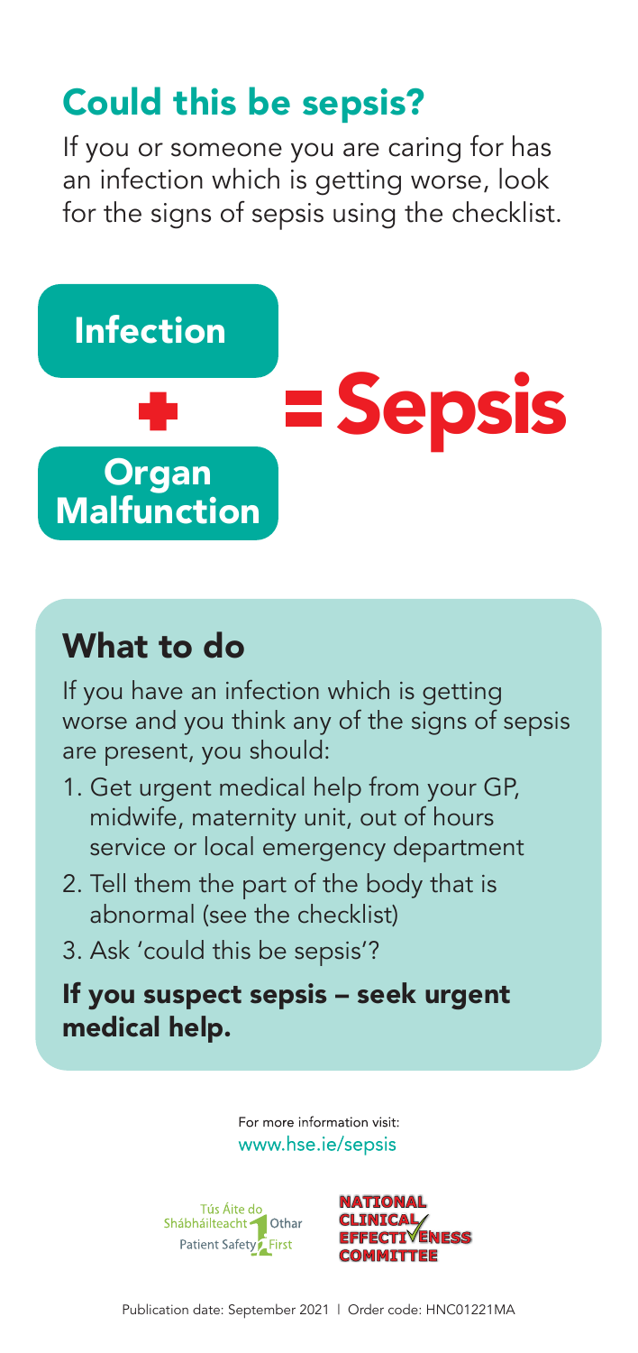## Could this be sepsis?

If you or someone you are caring for has an infection which is getting worse, look for the signs of sepsis using the checklist.

Infection

+

Organ Malfunction

= Sepsis

## What to do

If you have an infection which is getting worse and you think any of the signs of sepsis are present, you should:

1. Get urgent medical help from your GP, midwife, maternity unit, out of hours service or local emergency department
2. Tell them the part of the body that is abnormal (see the checklist)
3. Ask 'could this be sepsis'?

**If you suspect sepsis – seek urgent medical help.**

For more information visit:
www.hse.ie/sepsis

Tús Áite do Shábháilteacht Othar
Patient Safety First

NATIONAL CLINICAL EFFECTIVENESS COMMITTEE

Publication date: September 2021 | Order code: HNC01221MA